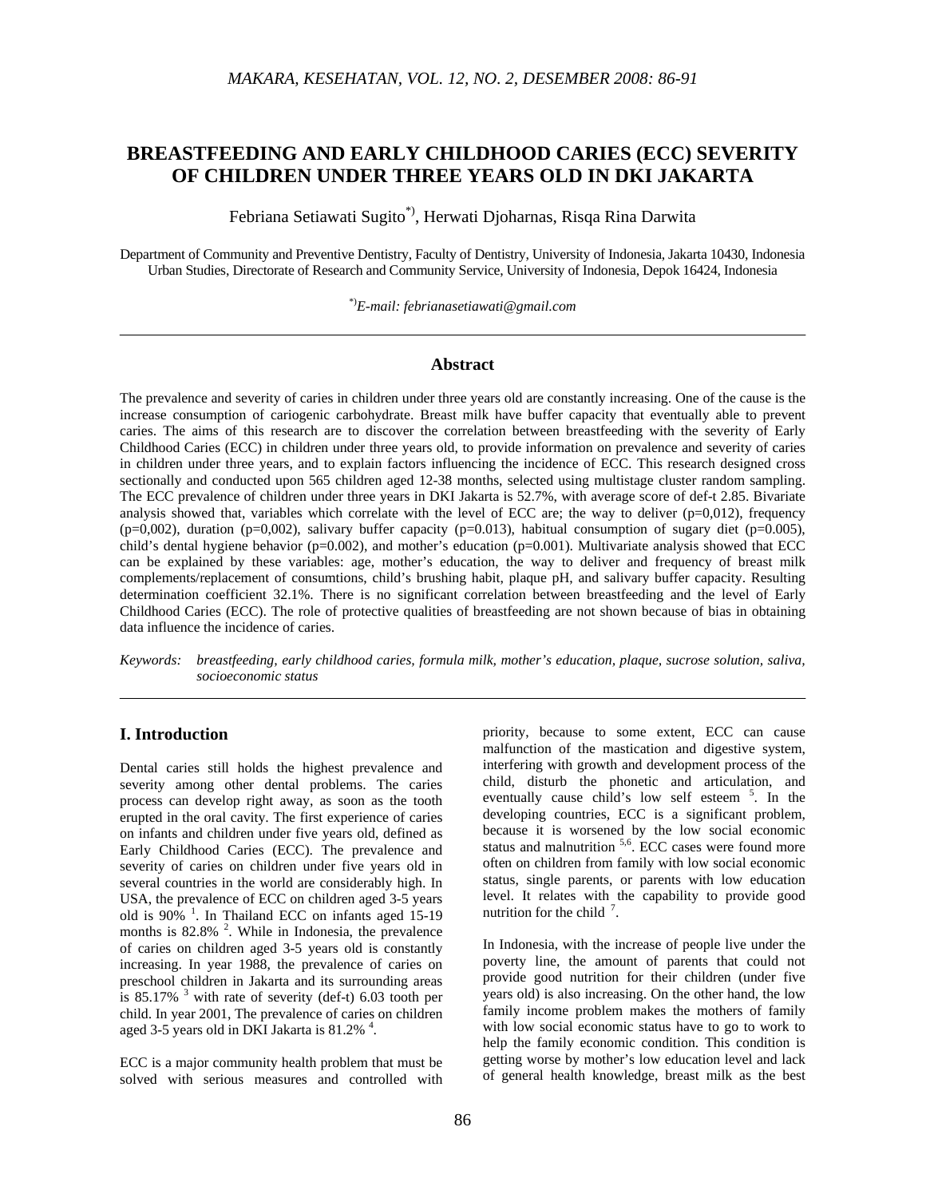# BREASTFEEDING AND EARLY CHILDHOOD CARIES (ECC) SEVERITY OF CHILDREN UNDER THREE YEARS OLD IN DKI JAKARTA

Febriana Setiawati Sugito[*)], Herwati Djoharnas, Risqa Rina Darwita

Department of Community and Preventive Dentistry, Faculty of Dentistry, University of Indonesia, Jakarta 10430, Indonesia
Urban Studies, Directorate of Research and Community Service, University of Indonesia, Depok 16424, Indonesia

[*)]*E-mail: febrianasetiawati@gmail.com*

## Abstract

The prevalence and severity of caries in children under three years old are constantly increasing. One of the cause is the increase consumption of cariogenic carbohydrate. Breast milk have buffer capacity that eventually able to prevent caries. The aims of this research are to discover the correlation between breastfeeding with the severity of Early Childhood Caries (ECC) in children under three years old, to provide information on prevalence and severity of caries in children under three years, and to explain factors influencing the incidence of ECC. This research designed cross sectionally and conducted upon 565 children aged 12-38 months, selected using multistage cluster random sampling. The ECC prevalence of children under three years in DKI Jakarta is 52.7%, with average score of def-t 2.85. Bivariate analysis showed that, variables which correlate with the level of ECC are; the way to deliver (p=0,012), frequency (p=0,002), duration (p=0,002), salivary buffer capacity (p=0.013), habitual consumption of sugary diet (p=0.005), child's dental hygiene behavior (p=0.002), and mother's education (p=0.001). Multivariate analysis showed that ECC can be explained by these variables: age, mother's education, the way to deliver and frequency of breast milk complements/replacement of consumtions, child's brushing habit, plaque pH, and salivary buffer capacity. Resulting determination coefficient 32.1%. There is no significant correlation between breastfeeding and the level of Early Childhood Caries (ECC). The role of protective qualities of breastfeeding are not shown because of bias in obtaining data influence the incidence of caries.

*Keywords: breastfeeding, early childhood caries, formula milk, mother's education, plaque, sucrose solution, saliva, socioeconomic status*

## I. Introduction

Dental caries still holds the highest prevalence and severity among other dental problems. The caries process can develop right away, as soon as the tooth erupted in the oral cavity. The first experience of caries on infants and children under five years old, defined as Early Childhood Caries (ECC). The prevalence and severity of caries on children under five years old in several countries in the world are considerably high. In USA, the prevalence of ECC on children aged 3-5 years old is 90% [1]. In Thailand ECC on infants aged 15-19 months is 82.8% [2]. While in Indonesia, the prevalence of caries on children aged 3-5 years old is constantly increasing. In year 1988, the prevalence of caries on preschool children in Jakarta and its surrounding areas is 85.17% [3] with rate of severity (def-t) 6.03 tooth per child. In year 2001, The prevalence of caries on children aged 3-5 years old in DKI Jakarta is 81.2% [4].

ECC is a major community health problem that must be solved with serious measures and controlled with priority, because to some extent, ECC can cause malfunction of the mastication and digestive system, interfering with growth and development process of the child, disturb the phonetic and articulation, and eventually cause child's low self esteem [5]. In the developing countries, ECC is a significant problem, because it is worsened by the low social economic status and malnutrition [5,6]. ECC cases were found more often on children from family with low social economic status, single parents, or parents with low education level. It relates with the capability to provide good nutrition for the child [7].

In Indonesia, with the increase of people live under the poverty line, the amount of parents that could not provide good nutrition for their children (under five years old) is also increasing. On the other hand, the low family income problem makes the mothers of family with low social economic status have to go to work to help the family economic condition. This condition is getting worse by mother's low education level and lack of general health knowledge, breast milk as the best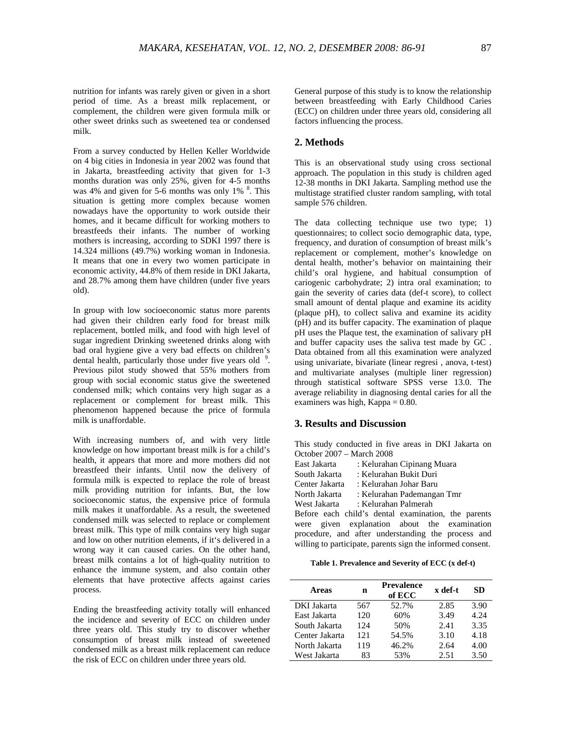nutrition for infants was rarely given or given in a short period of time. As a breast milk replacement, or complement, the children were given formula milk or other sweet drinks such as sweetened tea or condensed milk.

From a survey conducted by Hellen Keller Worldwide on 4 big cities in Indonesia in year 2002 was found that in Jakarta, breastfeeding activity that given for 1-3 months duration was only 25%, given for 4-5 months was 4% and given for 5-6 months was only 1% [8]. This situation is getting more complex because women nowadays have the opportunity to work outside their homes, and it became difficult for working mothers to breastfeeds their infants. The number of working mothers is increasing, according to SDKI 1997 there is 14.324 millions (49.7%) working woman in Indonesia. It means that one in every two women participate in economic activity, 44.8% of them reside in DKI Jakarta, and 28.7% among them have children (under five years old).

In group with low socioeconomic status more parents had given their children early food for breast milk replacement, bottled milk, and food with high level of sugar ingredient Drinking sweetened drinks along with bad oral hygiene give a very bad effects on children's dental health, particularly those under five years old [9]. Previous pilot study showed that 55% mothers from group with social economic status give the sweetened condensed milk; which contains very high sugar as a replacement or complement for breast milk. This phenomenon happened because the price of formula milk is unaffordable.

With increasing numbers of, and with very little knowledge on how important breast milk is for a child's health, it appears that more and more mothers did not breastfeed their infants. Until now the delivery of formula milk is expected to replace the role of breast milk providing nutrition for infants. But, the low socioeconomic status, the expensive price of formula milk makes it unaffordable. As a result, the sweetened condensed milk was selected to replace or complement breast milk. This type of milk contains very high sugar and low on other nutrition elements, if it's delivered in a wrong way it can caused caries. On the other hand, breast milk contains a lot of high-quality nutrition to enhance the immune system, and also contain other elements that have protective affects against caries process.

Ending the breastfeeding activity totally will enhanced the incidence and severity of ECC on children under three years old. This study try to discover whether consumption of breast milk instead of sweetened condensed milk as a breast milk replacement can reduce the risk of ECC on children under three years old.

General purpose of this study is to know the relationship between breastfeeding with Early Childhood Caries (ECC) on children under three years old, considering all factors influencing the process.

## 2. Methods

This is an observational study using cross sectional approach. The population in this study is children aged 12-38 months in DKI Jakarta. Sampling method use the multistage stratified cluster random sampling, with total sample 576 children.

The data collecting technique use two type; 1) questionnaires; to collect socio demographic data, type, frequency, and duration of consumption of breast milk's replacement or complement, mother's knowledge on dental health, mother's behavior on maintaining their child's oral hygiene, and habitual consumption of cariogenic carbohydrate; 2) intra oral examination; to gain the severity of caries data (def-t score), to collect small amount of dental plaque and examine its acidity (plaque pH), to collect saliva and examine its acidity (pH) and its buffer capacity. The examination of plaque pH uses the Plaque test, the examination of salivary pH and buffer capacity uses the saliva test made by GC . Data obtained from all this examination were analyzed using univariate, bivariate (linear regresi , anova, t-test) and multivariate analyses (multiple liner regression) through statistical software SPSS verse 13.0. The average reliability in diagnosing dental caries for all the examiners was high, Kappa = 0.80.

## 3. Results and Discussion

This study conducted in five areas in DKI Jakarta on October 2007 – March 2008

East Jakarta : Kelurahan Cipinang Muara
South Jakarta : Kelurahan Bukit Duri
Center Jakarta : Kelurahan Johar Baru
North Jakarta : Kelurahan Pademangan Tmr
West Jakarta : Kelurahan Palmerah

Before each child's dental examination, the parents were given explanation about the examination procedure, and after understanding the process and willing to participate, parents sign the informed consent.

**Table 1. Prevalence and Severity of ECC (x def-t)**

| Areas | n | Prevalence of ECC | x def-t | SD |
|---|---|---|---|---|
| DKI Jakarta | 567 | 52.7% | 2.85 | 3.90 |
| East Jakarta | 120 | 60% | 3.49 | 4.24 |
| South Jakarta | 124 | 50% | 2.41 | 3.35 |
| Center Jakarta | 121 | 54.5% | 3.10 | 4.18 |
| North Jakarta | 119 | 46.2% | 2.64 | 4.00 |
| West Jakarta | 83 | 53% | 2.51 | 3.50 |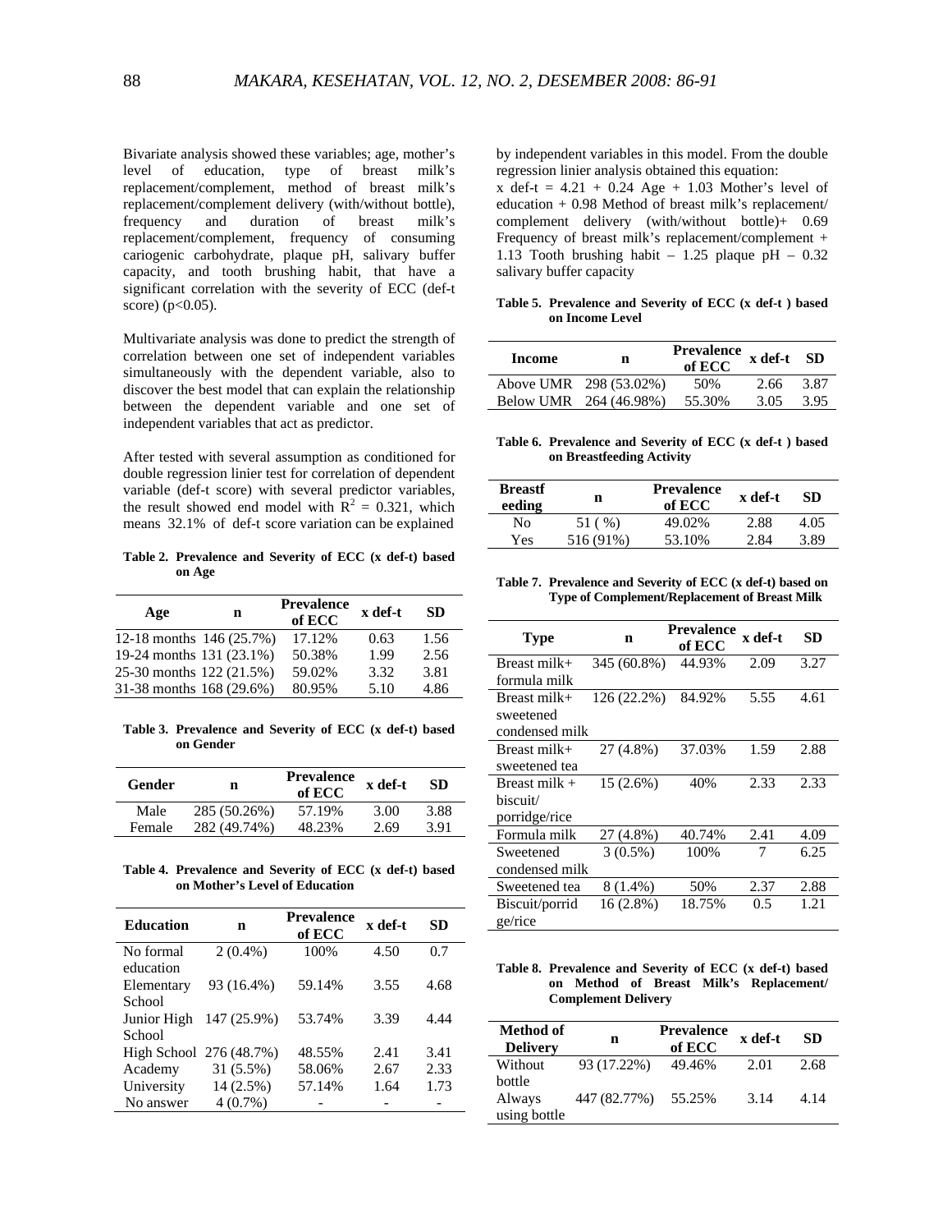Bivariate analysis showed these variables; age, mother's level of education, type of breast milk's replacement/complement, method of breast milk's replacement/complement delivery (with/without bottle), frequency and duration of breast milk's replacement/complement, frequency of consuming cariogenic carbohydrate, plaque pH, salivary buffer capacity, and tooth brushing habit, that have a significant correlation with the severity of ECC (def-t score) ($p<0.05$).

Multivariate analysis was done to predict the strength of correlation between one set of independent variables simultaneously with the dependent variable, also to discover the best model that can explain the relationship between the dependent variable and one set of independent variables that act as predictor.

After tested with several assumption as conditioned for double regression linier test for correlation of dependent variable (def-t score) with several predictor variables, the result showed end model with $R^2 = 0.321$, which means 32.1% of def-t score variation can be explained by independent variables in this model. From the double regression linier analysis obtained this equation:

x def-t = 4.21 + 0.24 Age + 1.03 Mother's level of education + 0.98 Method of breast milk's replacement/ complement delivery (with/without bottle)+ 0.69 Frequency of breast milk's replacement/complement + 1.13 Tooth brushing habit – 1.25 plaque pH – 0.32 salivary buffer capacity

**Table 2. Prevalence and Severity of ECC (x def-t) based on Age**

| Age | n | Prevalence of ECC | x def-t | SD |
|---|---|---|---|---|
| 12-18 months | 146 (25.7%) | 17.12% | 0.63 | 1.56 |
| 19-24 months | 131 (23.1%) | 50.38% | 1.99 | 2.56 |
| 25-30 months | 122 (21.5%) | 59.02% | 3.32 | 3.81 |
| 31-38 months | 168 (29.6%) | 80.95% | 5.10 | 4.86 |

**Table 3. Prevalence and Severity of ECC (x def-t) based on Gender**

| Gender | n | Prevalence of ECC | x def-t | SD |
|---|---|---|---|---|
| Male | 285 (50.26%) | 57.19% | 3.00 | 3.88 |
| Female | 282 (49.74%) | 48.23% | 2.69 | 3.91 |

**Table 4. Prevalence and Severity of ECC (x def-t) based on Mother's Level of Education**

| Education | n | Prevalence of ECC | x def-t | SD |
|---|---|---|---|---|
| No formal education | 2 (0.4%) | 100% | 4.50 | 0.7 |
| Elementary School | 93 (16.4%) | 59.14% | 3.55 | 4.68 |
| Junior High School | 147 (25.9%) | 53.74% | 3.39 | 4.44 |
| High School | 276 (48.7%) | 48.55% | 2.41 | 3.41 |
| Academy | 31 (5.5%) | 58.06% | 2.67 | 2.33 |
| University | 14 (2.5%) | 57.14% | 1.64 | 1.73 |
| No answer | 4 (0.7%) | - | - | - |

**Table 5. Prevalence and Severity of ECC (x def-t ) based on Income Level**

| Income | n | Prevalence of ECC | x def-t | SD |
|---|---|---|---|---|
| Above UMR | 298 (53.02%) | 50% | 2.66 | 3.87 |
| Below UMR | 264 (46.98%) | 55.30% | 3.05 | 3.95 |

**Table 6. Prevalence and Severity of ECC (x def-t ) based on Breastfeeding Activity**

| Breastfeeding | n | Prevalence of ECC | x def-t | SD |
|---|---|---|---|---|
| No | 51 ( %) | 49.02% | 2.88 | 4.05 |
| Yes | 516 (91%) | 53.10% | 2.84 | 3.89 |

**Table 7. Prevalence and Severity of ECC (x def-t) based on Type of Complement/Replacement of Breast Milk**

| Type | n | Prevalence of ECC | x def-t | SD |
|---|---|---|---|---|
| Breast milk+ formula milk | 345 (60.8%) | 44.93% | 2.09 | 3.27 |
| Breast milk+ sweetened condensed milk | 126 (22.2%) | 84.92% | 5.55 | 4.61 |
| Breast milk+ sweetened tea | 27 (4.8%) | 37.03% | 1.59 | 2.88 |
| Breast milk + biscuit/ porridge/rice | 15 (2.6%) | 40% | 2.33 | 2.33 |
| Formula milk | 27 (4.8%) | 40.74% | 2.41 | 4.09 |
| Sweetened condensed milk | 3 (0.5%) | 100% | 7 | 6.25 |
| Sweetened tea | 8 (1.4%) | 50% | 2.37 | 2.88 |
| Biscuit/porridge/rice | 16 (2.8%) | 18.75% | 0.5 | 1.21 |

**Table 8. Prevalence and Severity of ECC (x def-t) based on Method of Breast Milk's Replacement/ Complement Delivery**

| Method of Delivery | n | Prevalence of ECC | x def-t | SD |
|---|---|---|---|---|
| Without bottle | 93 (17.22%) | 49.46% | 2.01 | 2.68 |
| Always using bottle | 447 (82.77%) | 55.25% | 3.14 | 4.14 |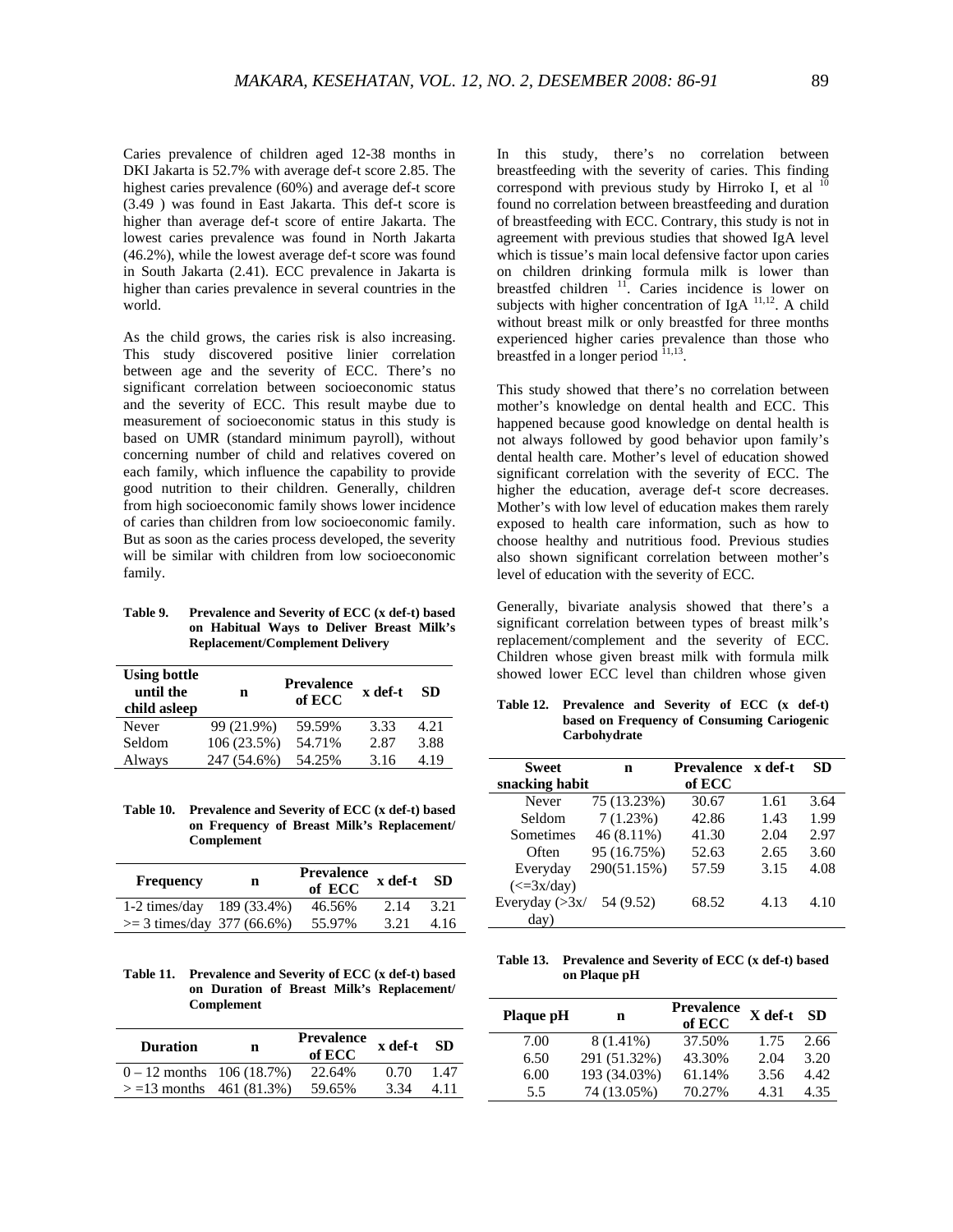Caries prevalence of children aged 12-38 months in DKI Jakarta is 52.7% with average def-t score 2.85. The highest caries prevalence (60%) and average def-t score (3.49 ) was found in East Jakarta. This def-t score is higher than average def-t score of entire Jakarta. The lowest caries prevalence was found in North Jakarta (46.2%), while the lowest average def-t score was found in South Jakarta (2.41). ECC prevalence in Jakarta is higher than caries prevalence in several countries in the world.

As the child grows, the caries risk is also increasing. This study discovered positive linier correlation between age and the severity of ECC. There's no significant correlation between socioeconomic status and the severity of ECC. This result maybe due to measurement of socioeconomic status in this study is based on UMR (standard minimum payroll), without concerning number of child and relatives covered on each family, which influence the capability to provide good nutrition to their children. Generally, children from high socioeconomic family shows lower incidence of caries than children from low socioeconomic family. But as soon as the caries process developed, the severity will be similar with children from low socioeconomic family.

**Table 9. Prevalence and Severity of ECC (x def-t) based on Habitual Ways to Deliver Breast Milk's Replacement/Complement Delivery**

| Using bottle until the child asleep | n | Prevalence of ECC | x def-t | SD |
|---|---|---|---|---|
| Never | 99 (21.9%) | 59.59% | 3.33 | 4.21 |
| Seldom | 106 (23.5%) | 54.71% | 2.87 | 3.88 |
| Always | 247 (54.6%) | 54.25% | 3.16 | 4.19 |

**Table 10. Prevalence and Severity of ECC (x def-t) based on Frequency of Breast Milk's Replacement/ Complement**

| Frequency | n | Prevalence of ECC | x def-t | SD |
|---|---|---|---|---|
| 1-2 times/day | 189 (33.4%) | 46.56% | 2.14 | 3.21 |
| >= 3 times/day | 377 (66.6%) | 55.97% | 3.21 | 4.16 |

**Table 11. Prevalence and Severity of ECC (x def-t) based on Duration of Breast Milk's Replacement/ Complement**

| Duration | n | Prevalence of ECC | x def-t | SD |
|---|---|---|---|---|
| 0 – 12 months | 106 (18.7%) | 22.64% | 0.70 | 1.47 |
| > =13 months | 461 (81.3%) | 59.65% | 3.34 | 4.11 |

In this study, there's no correlation between breastfeeding with the severity of caries. This finding correspond with previous study by Hirroko I, et al [10] found no correlation between breastfeeding and duration of breastfeeding with ECC. Contrary, this study is not in agreement with previous studies that showed IgA level which is tissue's main local defensive factor upon caries on children drinking formula milk is lower than breastfed children [11]. Caries incidence is lower on subjects with higher concentration of IgA [11,12]. A child without breast milk or only breastfed for three months experienced higher caries prevalence than those who breastfed in a longer period [11,13].

This study showed that there's no correlation between mother's knowledge on dental health and ECC. This happened because good knowledge on dental health is not always followed by good behavior upon family's dental health care. Mother's level of education showed significant correlation with the severity of ECC. The higher the education, average def-t score decreases. Mother's with low level of education makes them rarely exposed to health care information, such as how to choose healthy and nutritious food. Previous studies also shown significant correlation between mother's level of education with the severity of ECC.

Generally, bivariate analysis showed that there's a significant correlation between types of breast milk's replacement/complement and the severity of ECC. Children whose given breast milk with formula milk showed lower ECC level than children whose given

**Table 12. Prevalence and Severity of ECC (x def-t) based on Frequency of Consuming Cariogenic Carbohydrate**

| Sweet snacking habit | n | Prevalence of ECC | x def-t | SD |
|---|---|---|---|---|
| Never | 75 (13.23%) | 30.67 | 1.61 | 3.64 |
| Seldom | 7 (1.23%) | 42.86 | 1.43 | 1.99 |
| Sometimes | 46 (8.11%) | 41.30 | 2.04 | 2.97 |
| Often | 95 (16.75%) | 52.63 | 2.65 | 3.60 |
| Everyday (<=3x/day) | 290(51.15%) | 57.59 | 3.15 | 4.08 |
| Everyday (>3x/ day) | 54 (9.52) | 68.52 | 4.13 | 4.10 |

**Table 13. Prevalence and Severity of ECC (x def-t) based on Plaque pH**

| Plaque pH | n | Prevalence of ECC | X def-t | SD |
|---|---|---|---|---|
| 7.00 | 8 (1.41%) | 37.50% | 1.75 | 2.66 |
| 6.50 | 291 (51.32%) | 43.30% | 2.04 | 3.20 |
| 6.00 | 193 (34.03%) | 61.14% | 3.56 | 4.42 |
| 5.5 | 74 (13.05%) | 70.27% | 4.31 | 4.35 |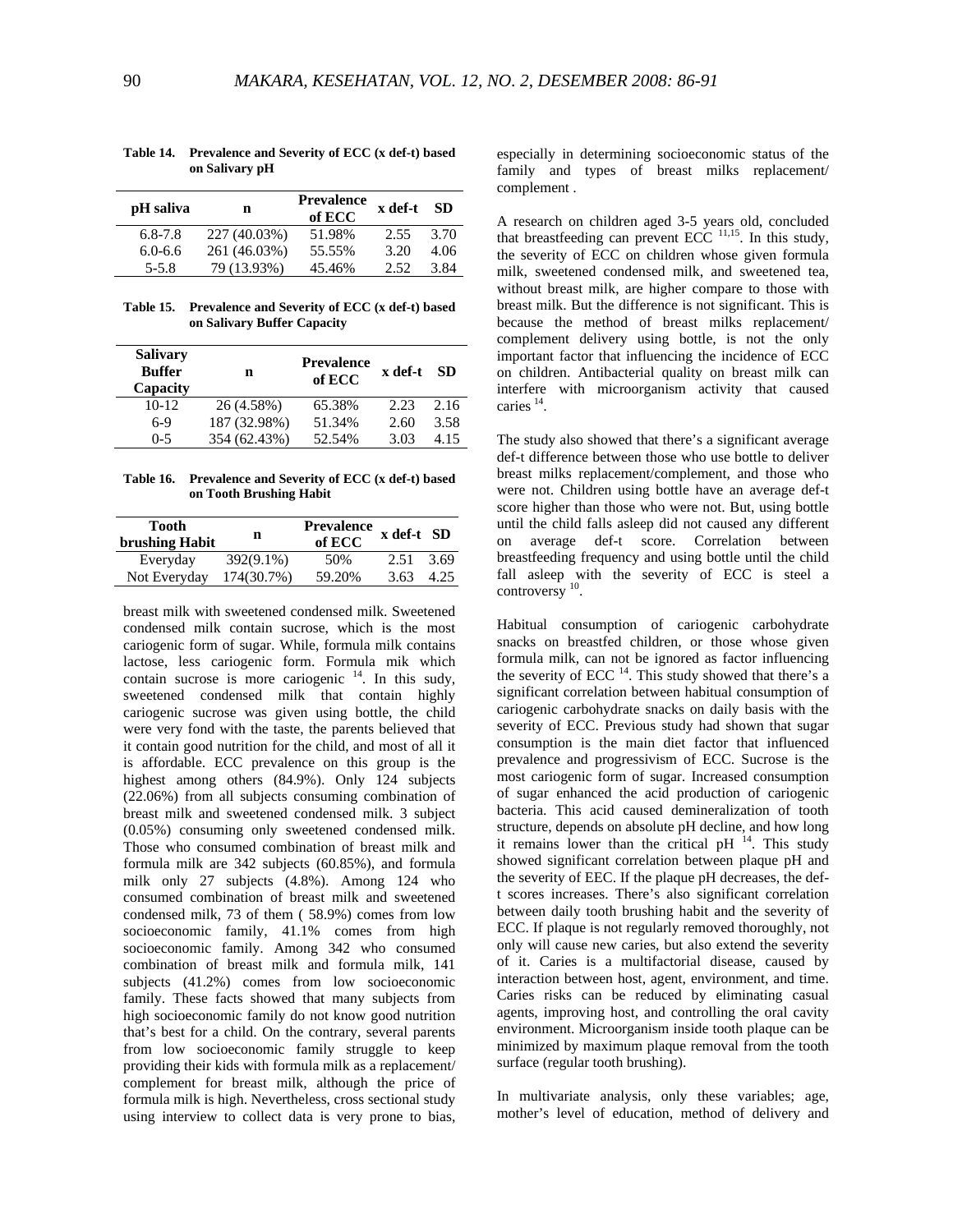**Table 14. Prevalence and Severity of ECC (x def-t) based on Salivary pH**

| pH saliva | n | Prevalence of ECC | x def-t | SD |
|---|---|---|---|---|
| 6.8-7.8 | 227 (40.03%) | 51.98% | 2.55 | 3.70 |
| 6.0-6.6 | 261 (46.03%) | 55.55% | 3.20 | 4.06 |
| 5-5.8 | 79 (13.93%) | 45.46% | 2.52 | 3.84 |

**Table 15. Prevalence and Severity of ECC (x def-t) based on Salivary Buffer Capacity**

| Salivary Buffer Capacity | n | Prevalence of ECC | x def-t | SD |
|---|---|---|---|---|
| 10-12 | 26 (4.58%) | 65.38% | 2.23 | 2.16 |
| 6-9 | 187 (32.98%) | 51.34% | 2.60 | 3.58 |
| 0-5 | 354 (62.43%) | 52.54% | 3.03 | 4.15 |

**Table 16. Prevalence and Severity of ECC (x def-t) based on Tooth Brushing Habit**

| Tooth brushing Habit | n | Prevalence of ECC | x def-t | SD |
|---|---|---|---|---|
| Everyday | 392(9.1%) | 50% | 2.51 | 3.69 |
| Not Everyday | 174(30.7%) | 59.20% | 3.63 | 4.25 |

breast milk with sweetened condensed milk. Sweetened condensed milk contain sucrose, which is the most cariogenic form of sugar. While, formula milk contains lactose, less cariogenic form. Formula mik which contain sucrose is more cariogenic [14]. In this sudy, sweetened condensed milk that contain highly cariogenic sucrose was given using bottle, the child were very fond with the taste, the parents believed that it contain good nutrition for the child, and most of all it is affordable. ECC prevalence on this group is the highest among others (84.9%). Only 124 subjects (22.06%) from all subjects consuming combination of breast milk and sweetened condensed milk. 3 subject (0.05%) consuming only sweetened condensed milk. Those who consumed combination of breast milk and formula milk are 342 subjects (60.85%), and formula milk only 27 subjects (4.8%). Among 124 who consumed combination of breast milk and sweetened condensed milk, 73 of them ( 58.9%) comes from low socioeconomic family, 41.1% comes from high socioeconomic family. Among 342 who consumed combination of breast milk and formula milk, 141 subjects (41.2%) comes from low socioeconomic family. These facts showed that many subjects from high socioeconomic family do not know good nutrition that's best for a child. On the contrary, several parents from low socioeconomic family struggle to keep providing their kids with formula milk as a replacement/ complement for breast milk, although the price of formula milk is high. Nevertheless, cross sectional study using interview to collect data is very prone to bias, especially in determining socioeconomic status of the family and types of breast milks replacement/ complement .

A research on children aged 3-5 years old, concluded that breastfeeding can prevent ECC [11,15]. In this study, the severity of ECC on children whose given formula milk, sweetened condensed milk, and sweetened tea, without breast milk, are higher compare to those with breast milk. But the difference is not significant. This is because the method of breast milks replacement/ complement delivery using bottle, is not the only important factor that influencing the incidence of ECC on children. Antibacterial quality on breast milk can interfere with microorganism activity that caused caries [14].

The study also showed that there's a significant average def-t difference between those who use bottle to deliver breast milks replacement/complement, and those who were not. Children using bottle have an average def-t score higher than those who were not. But, using bottle until the child falls asleep did not caused any different on average def-t score. Correlation between breastfeeding frequency and using bottle until the child fall asleep with the severity of ECC is steel a controversy [10].

Habitual consumption of cariogenic carbohydrate snacks on breastfed children, or those whose given formula milk, can not be ignored as factor influencing the severity of ECC [14]. This study showed that there's a significant correlation between habitual consumption of cariogenic carbohydrate snacks on daily basis with the severity of ECC. Previous study had shown that sugar consumption is the main diet factor that influenced prevalence and progressivism of ECC. Sucrose is the most cariogenic form of sugar. Increased consumption of sugar enhanced the acid production of cariogenic bacteria. This acid caused demineralization of tooth structure, depends on absolute pH decline, and how long it remains lower than the critical pH [14]. This study showed significant correlation between plaque pH and the severity of EEC. If the plaque pH decreases, the def-t scores increases. There's also significant correlation between daily tooth brushing habit and the severity of ECC. If plaque is not regularly removed thoroughly, not only will cause new caries, but also extend the severity of it. Caries is a multifactorial disease, caused by interaction between host, agent, environment, and time. Caries risks can be reduced by eliminating casual agents, improving host, and controlling the oral cavity environment. Microorganism inside tooth plaque can be minimized by maximum plaque removal from the tooth surface (regular tooth brushing).

In multivariate analysis, only these variables; age, mother's level of education, method of delivery and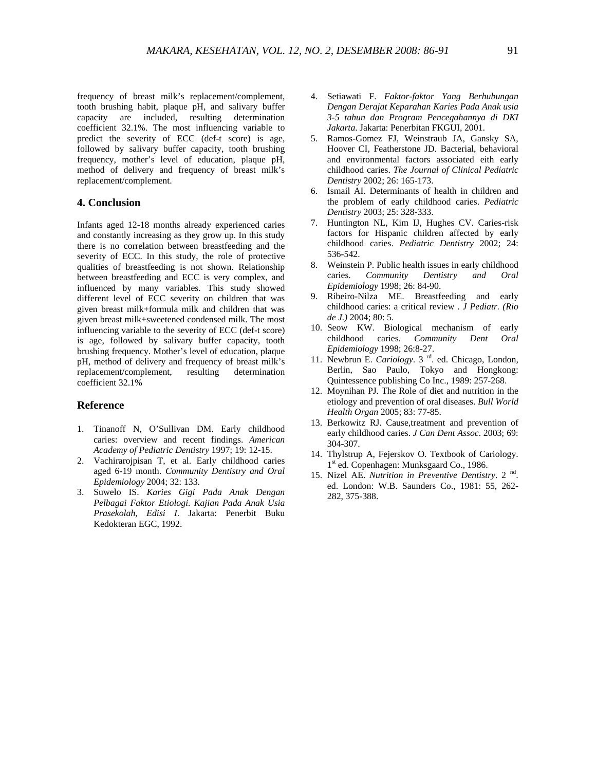frequency of breast milk's replacement/complement, tooth brushing habit, plaque pH, and salivary buffer capacity are included, resulting determination coefficient 32.1%. The most influencing variable to predict the severity of ECC (def-t score) is age, followed by salivary buffer capacity, tooth brushing frequency, mother's level of education, plaque pH, method of delivery and frequency of breast milk's replacement/complement.

## 4. Conclusion

Infants aged 12-18 months already experienced caries and constantly increasing as they grow up. In this study there is no correlation between breastfeeding and the severity of ECC. In this study, the role of protective qualities of breastfeeding is not shown. Relationship between breastfeeding and ECC is very complex, and influenced by many variables. This study showed different level of ECC severity on children that was given breast milk+formula milk and children that was given breast milk+sweetened condensed milk. The most influencing variable to the severity of ECC (def-t score) is age, followed by salivary buffer capacity, tooth brushing frequency. Mother's level of education, plaque pH, method of delivery and frequency of breast milk's replacement/complement, resulting determination coefficient 32.1%

## Reference

1. Tinanoff N, O'Sullivan DM. Early childhood caries: overview and recent findings. *American Academy of Pediatric Dentistry* 1997; 19: 12-15.
2. Vachirarojpisan T, et al. Early childhood caries aged 6-19 month. *Community Dentistry and Oral Epidemiology* 2004; 32: 133.
3. Suwelo IS. *Karies Gigi Pada Anak Dengan Pelbagai Faktor Etiologi. Kajian Pada Anak Usia Prasekolah, Edisi I.* Jakarta: Penerbit Buku Kedokteran EGC, 1992.
4. Setiawati F. *Faktor-faktor Yang Berhubungan Dengan Derajat Keparahan Karies Pada Anak usia 3-5 tahun dan Program Pencegahannya di DKI Jakarta*. Jakarta: Penerbitan FKGUI, 2001.
5. Ramos-Gomez FJ, Weinstraub JA, Gansky SA, Hoover CI, Featherstone JD. Bacterial, behavioral and environmental factors associated eith early childhood caries. *The Journal of Clinical Pediatric Dentistry* 2002; 26: 165-173.
6. Ismail AI. Determinants of health in children and the problem of early childhood caries. *Pediatric Dentistry* 2003; 25: 328-333.
7. Huntington NL, Kim IJ, Hughes CV. Caries-risk factors for Hispanic children affected by early childhood caries. *Pediatric Dentistry* 2002; 24: 536-542.
8. Weinstein P. Public health issues in early childhood caries. *Community Dentistry and Oral Epidemiology* 1998; 26: 84-90.
9. Ribeiro-Nilza ME. Breastfeeding and early childhood caries: a critical review . *J Pediatr. (Rio de J.)* 2004; 80: 5.
10. Seow KW. Biological mechanism of early childhood caries. *Community Dent Oral Epidemiology* 1998; 26:8-27.
11. Newbrun E. *Cariology*. 3 rd. ed. Chicago, London, Berlin, Sao Paulo, Tokyo and Hongkong: Quintessence publishing Co Inc., 1989: 257-268.
12. Moynihan PJ. The Role of diet and nutrition in the etiology and prevention of oral diseases. *Bull World Health Organ* 2005; 83: 77-85.
13. Berkowitz RJ. Cause,treatment and prevention of early childhood caries. *J Can Dent Assoc*. 2003; 69: 304-307.
14. Thylstrup A, Fejerskov O. Textbook of Cariology. 1st ed. Copenhagen: Munksgaard Co., 1986.
15. Nizel AE. *Nutrition in Preventive Dentistry*. 2 nd. ed. London: W.B. Saunders Co., 1981: 55, 262-282, 375-388.